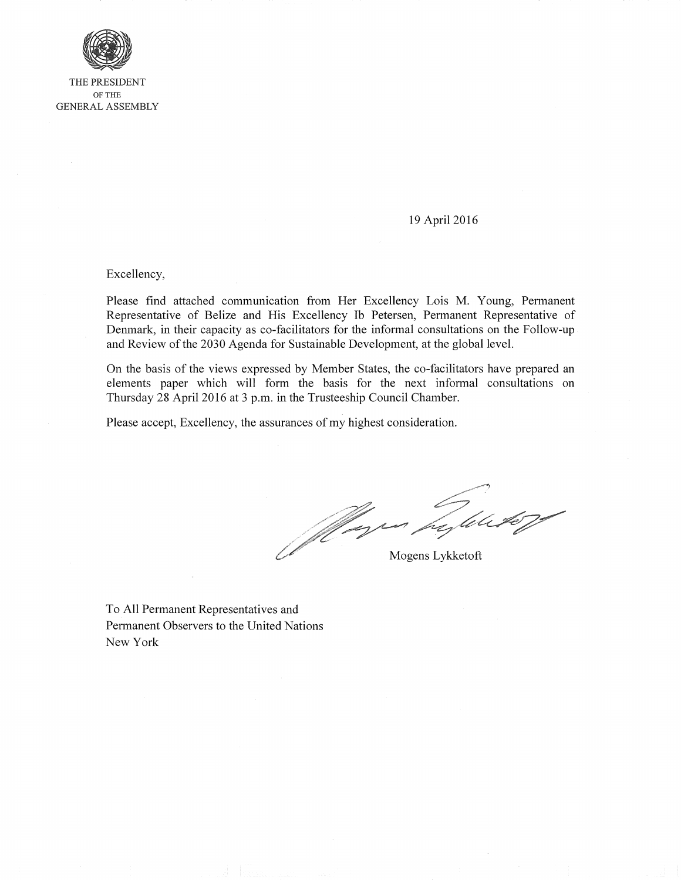THE PRESIDENT
OF THE
GENERAL ASSEMBLY

19 April 2016

Excellency,

Please find attached communication from Her Excellency Lois M. Young, Permanent Representative of Belize and His Excellency Ib Petersen, Permanent Representative of Denmark, in their capacity as co-facilitators for the informal consultations on the Follow-up and Review of the 2030 Agenda for Sustainable Development, at the global level.

On the basis of the views expressed by Member States, the co-facilitators have prepared an elements paper which will form the basis for the next informal consultations on Thursday 28 April 2016 at 3 p.m. in the Trusteeship Council Chamber.

Please accept, Excellency, the assurances of my highest consideration.

Mogens Lykketoft

To All Permanent Representatives and
Permanent Observers to the United Nations
New York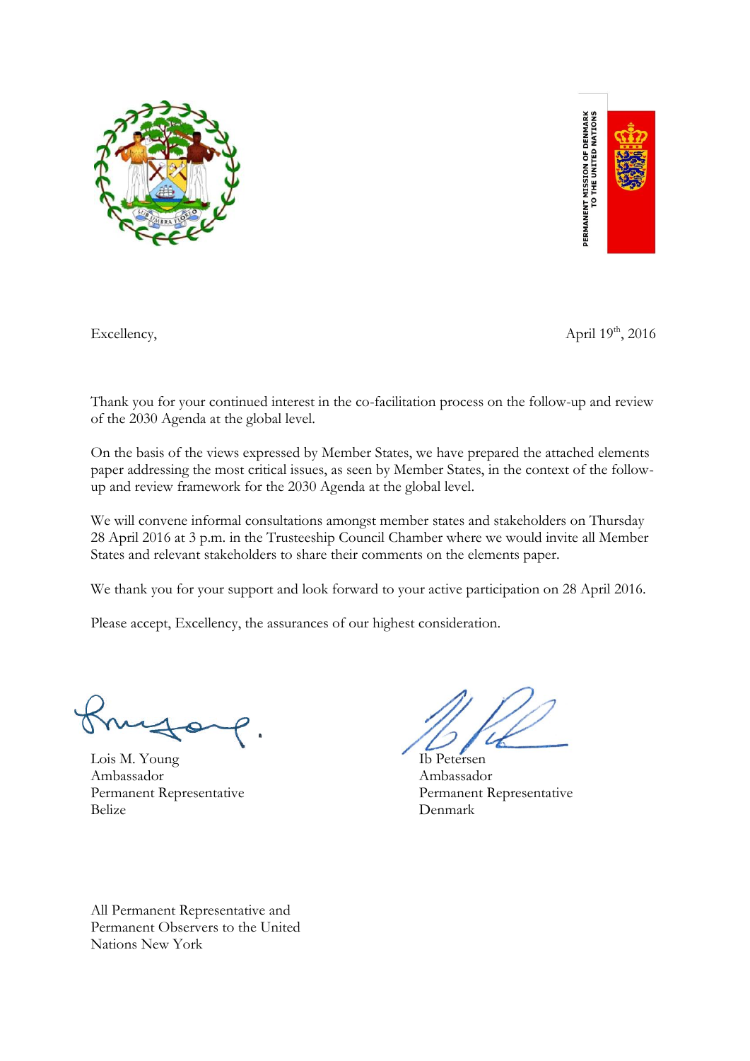PERMANENT MISSION OF DENMARK TO THE UNITED NATIONS

Excellency,

April 19th, 2016

Thank you for your continued interest in the co-facilitation process on the follow-up and review of the 2030 Agenda at the global level.

On the basis of the views expressed by Member States, we have prepared the attached elements paper addressing the most critical issues, as seen by Member States, in the context of the follow-up and review framework for the 2030 Agenda at the global level.

We will convene informal consultations amongst member states and stakeholders on Thursday 28 April 2016 at 3 p.m. in the Trusteeship Council Chamber where we would invite all Member States and relevant stakeholders to share their comments on the elements paper.

We thank you for your support and look forward to your active participation on 28 April 2016.

Please accept, Excellency, the assurances of our highest consideration.

Lois M. Young
Ambassador
Permanent Representative
Belize

Ib Petersen
Ambassador
Permanent Representative
Denmark

All Permanent Representative and
Permanent Observers to the United
Nations New York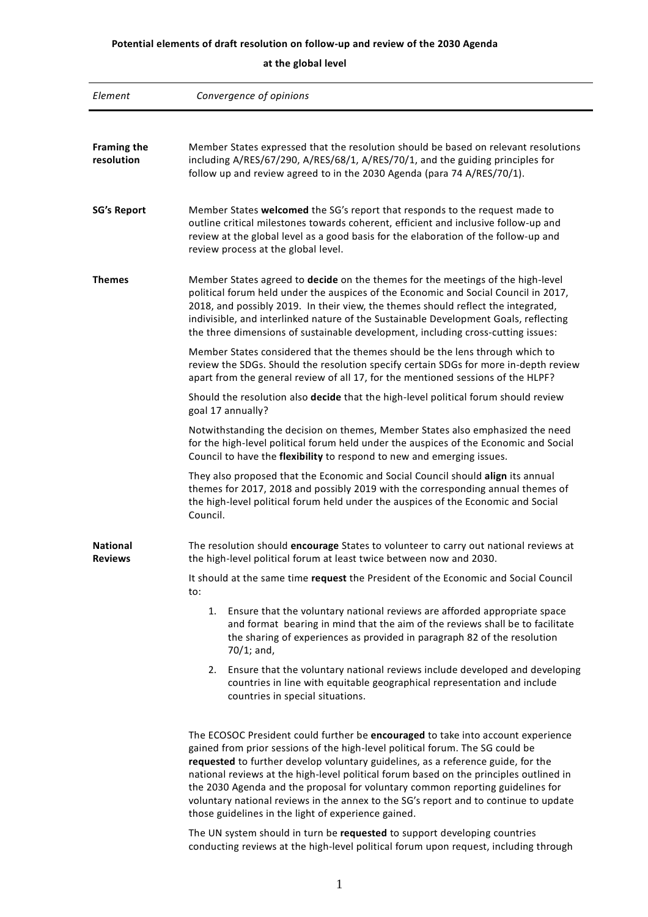**Potential elements of draft resolution on follow-up and review of the 2030 Agenda at the global level**

| *Element* | *Convergence of opinions* |
|---|---|
| **Framing the resolution** | Member States expressed that the resolution should be based on relevant resolutions including A/RES/67/290, A/RES/68/1, A/RES/70/1, and the guiding principles for follow up and review agreed to in the 2030 Agenda (para 74 A/RES/70/1). |
| **SG's Report** | Member States **welcomed** the SG's report that responds to the request made to outline critical milestones towards coherent, efficient and inclusive follow-up and review at the global level as a good basis for the elaboration of the follow-up and review process at the global level. |
| **Themes** | Member States agreed to **decide** on the themes for the meetings of the high-level political forum held under the auspices of the Economic and Social Council in 2017, 2018, and possibly 2019. In their view, the themes should reflect the integrated, indivisible, and interlinked nature of the Sustainable Development Goals, reflecting the three dimensions of sustainable development, including cross-cutting issues:<br><br>Member States considered that the themes should be the lens through which to review the SDGs. Should the resolution specify certain SDGs for more in-depth review apart from the general review of all 17, for the mentioned sessions of the HLPF?<br><br>Should the resolution also **decide** that the high-level political forum should review goal 17 annually?<br><br>Notwithstanding the decision on themes, Member States also emphasized the need for the high-level political forum held under the auspices of the Economic and Social Council to have the **flexibility** to respond to new and emerging issues.<br><br>They also proposed that the Economic and Social Council should **align** its annual themes for 2017, 2018 and possibly 2019 with the corresponding annual themes of the high-level political forum held under the auspices of the Economic and Social Council. |
| **National Reviews** | The resolution should **encourage** States to volunteer to carry out national reviews at the high-level political forum at least twice between now and 2030.<br><br>It should at the same time **request** the President of the Economic and Social Council to:<br><br>1. Ensure that the voluntary national reviews are afforded appropriate space and format bearing in mind that the aim of the reviews shall be to facilitate the sharing of experiences as provided in paragraph 82 of the resolution 70/1; and,<br><br>2. Ensure that the voluntary national reviews include developed and developing countries in line with equitable geographical representation and include countries in special situations.<br><br>The ECOSOC President could further be **encouraged** to take into account experience gained from prior sessions of the high-level political forum. The SG could be **requested** to further develop voluntary guidelines, as a reference guide, for the national reviews at the high-level political forum based on the principles outlined in the 2030 Agenda and the proposal for voluntary common reporting guidelines for voluntary national reviews in the annex to the SG's report and to continue to update those guidelines in the light of experience gained.<br><br>The UN system should in turn be **requested** to support developing countries conducting reviews at the high-level political forum upon request, including through |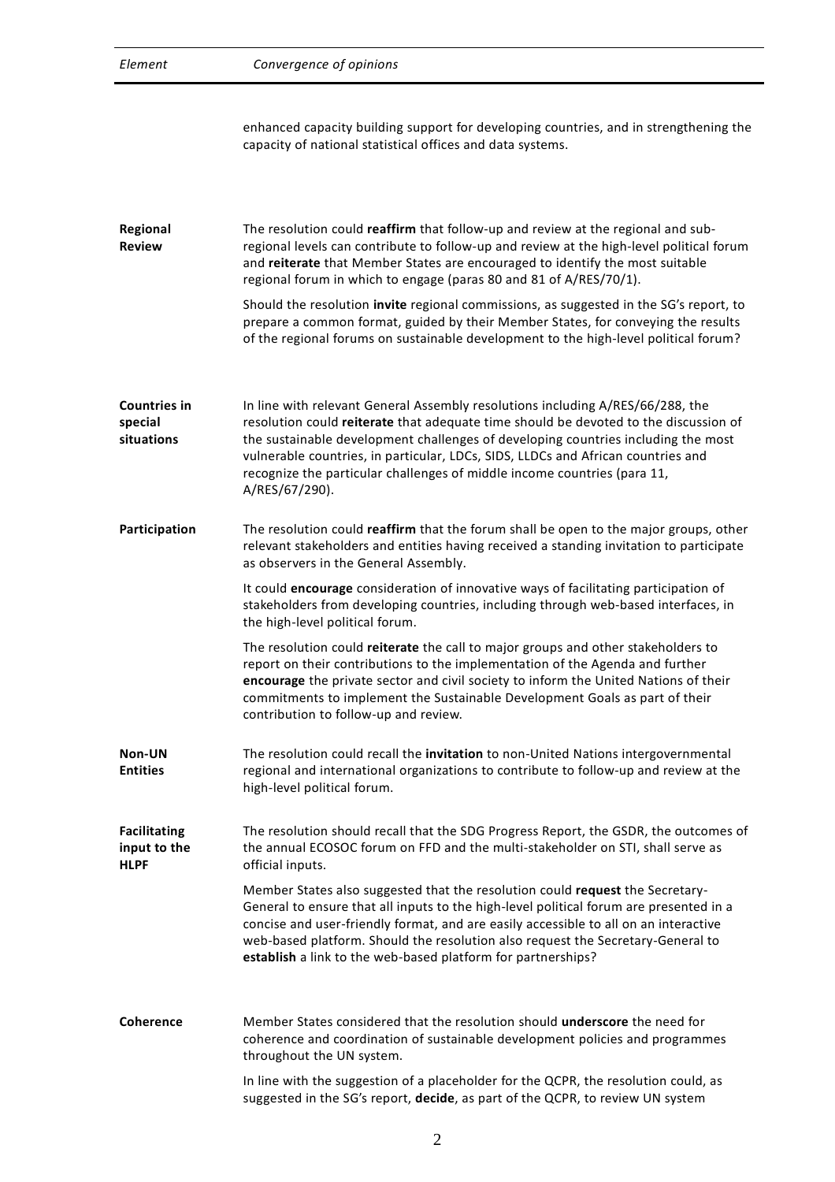| *Element* | *Convergence of opinions* |
|---|---|
| | enhanced capacity building support for developing countries, and in strengthening the capacity of national statistical offices and data systems. |
| **Regional Review** | The resolution could **reaffirm** that follow-up and review at the regional and sub-regional levels can contribute to follow-up and review at the high-level political forum and **reiterate** that Member States are encouraged to identify the most suitable regional forum in which to engage (paras 80 and 81 of A/RES/70/1).<br><br>Should the resolution **invite** regional commissions, as suggested in the SG's report, to prepare a common format, guided by their Member States, for conveying the results of the regional forums on sustainable development to the high-level political forum? |
| **Countries in special situations** | In line with relevant General Assembly resolutions including A/RES/66/288, the resolution could **reiterate** that adequate time should be devoted to the discussion of the sustainable development challenges of developing countries including the most vulnerable countries, in particular, LDCs, SIDS, LLDCs and African countries and recognize the particular challenges of middle income countries (para 11, A/RES/67/290). |
| **Participation** | The resolution could **reaffirm** that the forum shall be open to the major groups, other relevant stakeholders and entities having received a standing invitation to participate as observers in the General Assembly.<br><br>It could **encourage** consideration of innovative ways of facilitating participation of stakeholders from developing countries, including through web-based interfaces, in the high-level political forum.<br><br>The resolution could **reiterate** the call to major groups and other stakeholders to report on their contributions to the implementation of the Agenda and further **encourage** the private sector and civil society to inform the United Nations of their commitments to implement the Sustainable Development Goals as part of their contribution to follow-up and review. |
| **Non-UN Entities** | The resolution could recall the **invitation** to non-United Nations intergovernmental regional and international organizations to contribute to follow-up and review at the high-level political forum. |
| **Facilitating input to the HLPF** | The resolution should recall that the SDG Progress Report, the GSDR, the outcomes of the annual ECOSOC forum on FFD and the multi-stakeholder on STI, shall serve as official inputs.<br><br>Member States also suggested that the resolution could **request** the Secretary-General to ensure that all inputs to the high-level political forum are presented in a concise and user-friendly format, and are easily accessible to all on an interactive web-based platform. Should the resolution also request the Secretary-General to **establish** a link to the web-based platform for partnerships? |
| **Coherence** | Member States considered that the resolution should **underscore** the need for coherence and coordination of sustainable development policies and programmes throughout the UN system.<br><br>In line with the suggestion of a placeholder for the QCPR, the resolution could, as suggested in the SG's report, **decide**, as part of the QCPR, to review UN system |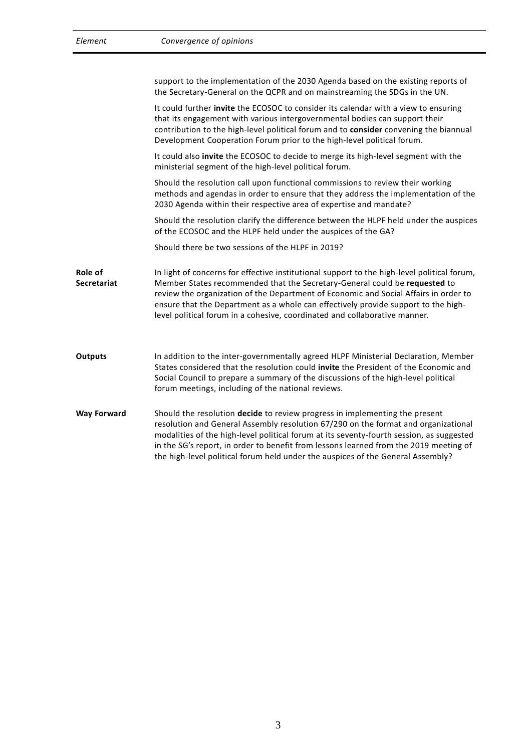| Element | Convergence of opinions |
|---|---|
| | support to the implementation of the 2030 Agenda based on the existing reports of the Secretary-General on the QCPR and on mainstreaming the SDGs in the UN.<br><br>It could further **invite** the ECOSOC to consider its calendar with a view to ensuring that its engagement with various intergovernmental bodies can support their contribution to the high-level political forum and to **consider** convening the biannual Development Cooperation Forum prior to the high-level political forum.<br><br>It could also **invite** the ECOSOC to decide to merge its high-level segment with the ministerial segment of the high-level political forum.<br><br>Should the resolution call upon functional commissions to review their working methods and agendas in order to ensure that they address the implementation of the 2030 Agenda within their respective area of expertise and mandate?<br><br>Should the resolution clarify the difference between the HLPF held under the auspices of the ECOSOC and the HLPF held under the auspices of the GA?<br><br>Should there be two sessions of the HLPF in 2019? |
| **Role of Secretariat** | In light of concerns for effective institutional support to the high-level political forum, Member States recommended that the Secretary-General could be **requested** to review the organization of the Department of Economic and Social Affairs in order to ensure that the Department as a whole can effectively provide support to the high-level political forum in a cohesive, coordinated and collaborative manner. |
| **Outputs** | In addition to the inter-governmentally agreed HLPF Ministerial Declaration, Member States considered that the resolution could **invite** the President of the Economic and Social Council to prepare a summary of the discussions of the high-level political forum meetings, including of the national reviews. |
| **Way Forward** | Should the resolution **decide** to review progress in implementing the present resolution and General Assembly resolution 67/290 on the format and organizational modalities of the high-level political forum at its seventy-fourth session, as suggested in the SG's report, in order to benefit from lessons learned from the 2019 meeting of the high-level political forum held under the auspices of the General Assembly? |